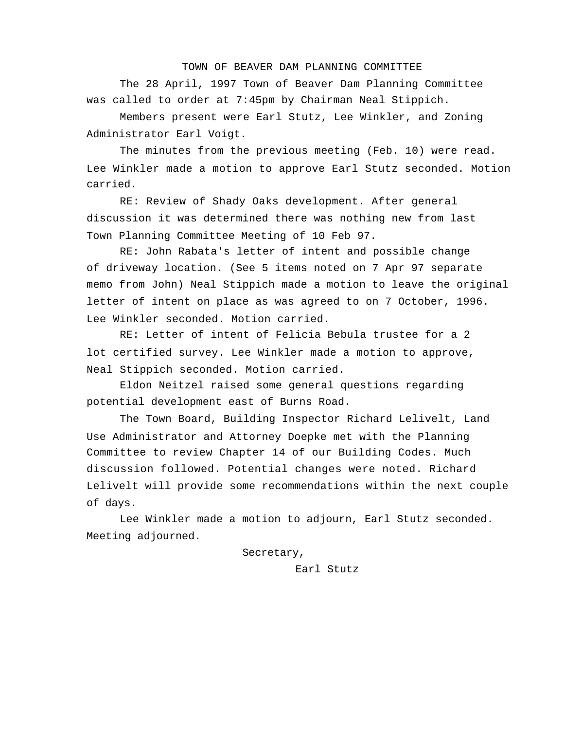# TOWN OF BEAVER DAM PLANNING COMMITTEE

The 28 April, 1997 Town of Beaver Dam Planning Committee was called to order at 7:45pm by Chairman Neal Stippich.

Members present were Earl Stutz, Lee Winkler, and Zoning Administrator Earl Voigt.

The minutes from the previous meeting (Feb. 10) were read. Lee Winkler made a motion to approve Earl Stutz seconded. Motion carried.

RE: Review of Shady Oaks development. After general discussion it was determined there was nothing new from last Town Planning Committee Meeting of 10 Feb 97.

RE: John Rabata's letter of intent and possible change of driveway location. (See 5 items noted on 7 Apr 97 separate memo from John) Neal Stippich made a motion to leave the original letter of intent on place as was agreed to on 7 October, 1996. Lee Winkler seconded. Motion carried.

RE: Letter of intent of Felicia Bebula trustee for a 2 lot certified survey. Lee Winkler made a motion to approve, Neal Stippich seconded. Motion carried.

Eldon Neitzel raised some general questions regarding potential development east of Burns Road.

The Town Board, Building Inspector Richard Lelivelt, Land Use Administrator and Attorney Doepke met with the Planning Committee to review Chapter 14 of our Building Codes. Much discussion followed. Potential changes were noted. Richard Lelivelt will provide some recommendations within the next couple of days.

Lee Winkler made a motion to adjourn, Earl Stutz seconded. Meeting adjourned.

Secretary,

Earl Stutz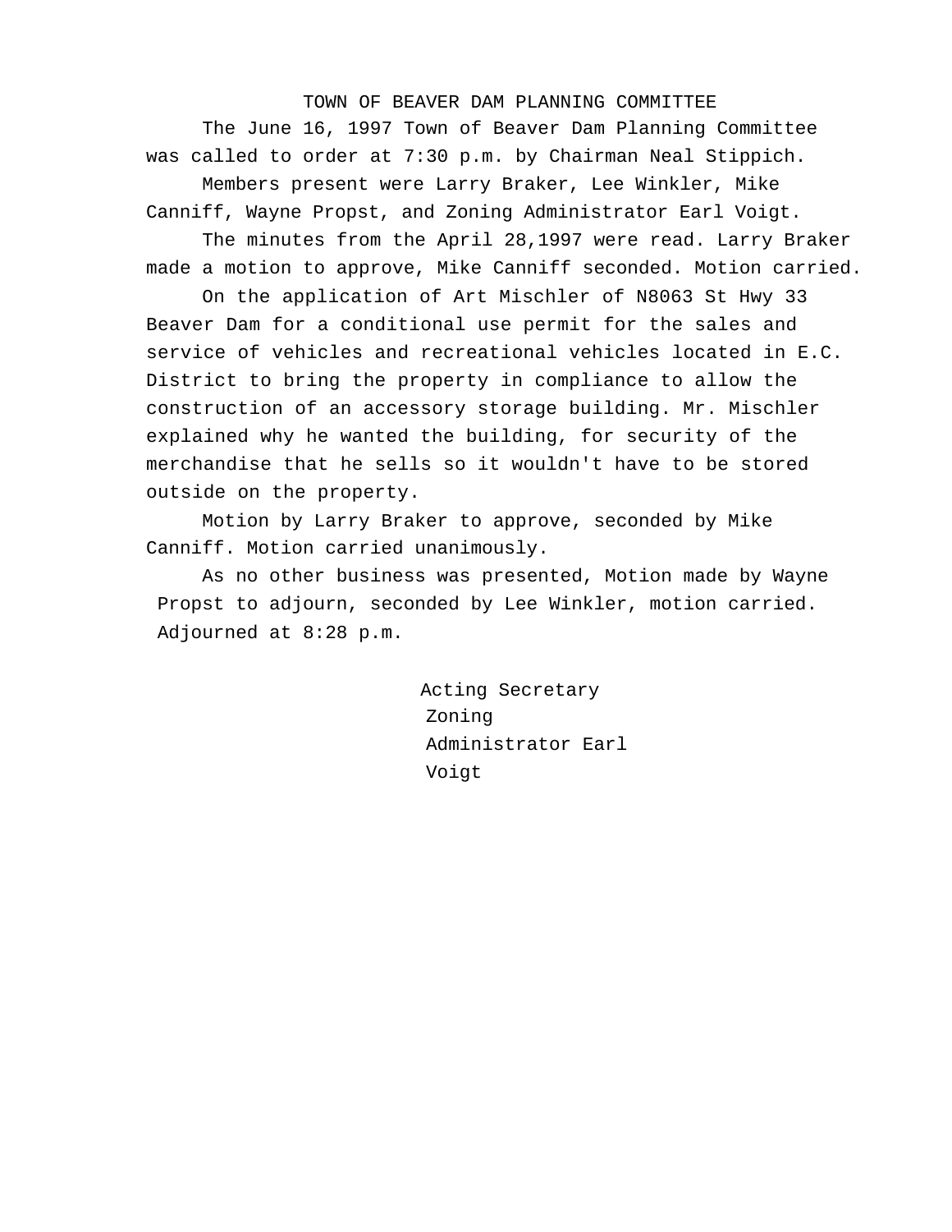# TOWN OF BEAVER DAM PLANNING COMMITTEE

The June 16, 1997 Town of Beaver Dam Planning Committee was called to order at 7:30 p.m. by Chairman Neal Stippich.

Members present were Larry Braker, Lee Winkler, Mike Canniff, Wayne Propst, and Zoning Administrator Earl Voigt.

The minutes from the April 28,1997 were read. Larry Braker made a motion to approve, Mike Canniff seconded. Motion carried.

On the application of Art Mischler of N8063 St Hwy 33 Beaver Dam for a conditional use permit for the sales and service of vehicles and recreational vehicles located in E.C. District to bring the property in compliance to allow the construction of an accessory storage building. Mr. Mischler explained why he wanted the building, for security of the merchandise that he sells so it wouldn't have to be stored outside on the property.

Motion by Larry Braker to approve, seconded by Mike Canniff. Motion carried unanimously.

As no other business was presented, Motion made by Wayne Propst to adjourn, seconded by Lee Winkler, motion carried. Adjourned at 8:28 p.m.

Acting Secretary
Zoning
Administrator Earl
Voigt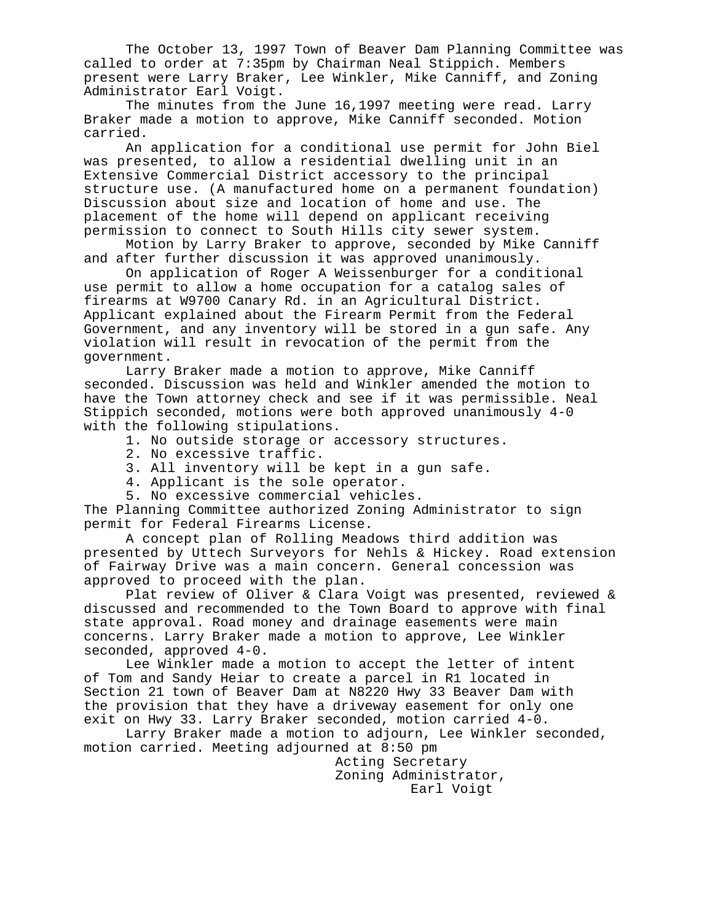The October 13, 1997 Town of Beaver Dam Planning Committee was called to order at 7:35pm by Chairman Neal Stippich. Members present were Larry Braker, Lee Winkler, Mike Canniff, and Zoning Administrator Earl Voigt.

The minutes from the June 16,1997 meeting were read. Larry Braker made a motion to approve, Mike Canniff seconded. Motion carried.

An application for a conditional use permit for John Biel was presented, to allow a residential dwelling unit in an Extensive Commercial District accessory to the principal structure use. (A manufactured home on a permanent foundation) Discussion about size and location of home and use. The placement of the home will depend on applicant receiving permission to connect to South Hills city sewer system.

Motion by Larry Braker to approve, seconded by Mike Canniff and after further discussion it was approved unanimously.

On application of Roger A Weissenburger for a conditional use permit to allow a home occupation for a catalog sales of firearms at W9700 Canary Rd. in an Agricultural District. Applicant explained about the Firearm Permit from the Federal Government, and any inventory will be stored in a gun safe. Any violation will result in revocation of the permit from the government.

Larry Braker made a motion to approve, Mike Canniff seconded. Discussion was held and Winkler amended the motion to have the Town attorney check and see if it was permissible. Neal Stippich seconded, motions were both approved unanimously 4-0 with the following stipulations.

1. No outside storage or accessory structures.
2. No excessive traffic.
3. All inventory will be kept in a gun safe.
4. Applicant is the sole operator.
5. No excessive commercial vehicles.

The Planning Committee authorized Zoning Administrator to sign permit for Federal Firearms License.

A concept plan of Rolling Meadows third addition was presented by Uttech Surveyors for Nehls & Hickey. Road extension of Fairway Drive was a main concern. General concession was approved to proceed with the plan.

Plat review of Oliver & Clara Voigt was presented, reviewed & discussed and recommended to the Town Board to approve with final state approval. Road money and drainage easements were main concerns. Larry Braker made a motion to approve, Lee Winkler seconded, approved 4-0.

Lee Winkler made a motion to accept the letter of intent of Tom and Sandy Heiar to create a parcel in R1 located in Section 21 town of Beaver Dam at N8220 Hwy 33 Beaver Dam with the provision that they have a driveway easement for only one exit on Hwy 33. Larry Braker seconded, motion carried 4-0.

Larry Braker made a motion to adjourn, Lee Winkler seconded, motion carried. Meeting adjourned at 8:50 pm

Acting Secretary
Zoning Administrator,
Earl Voigt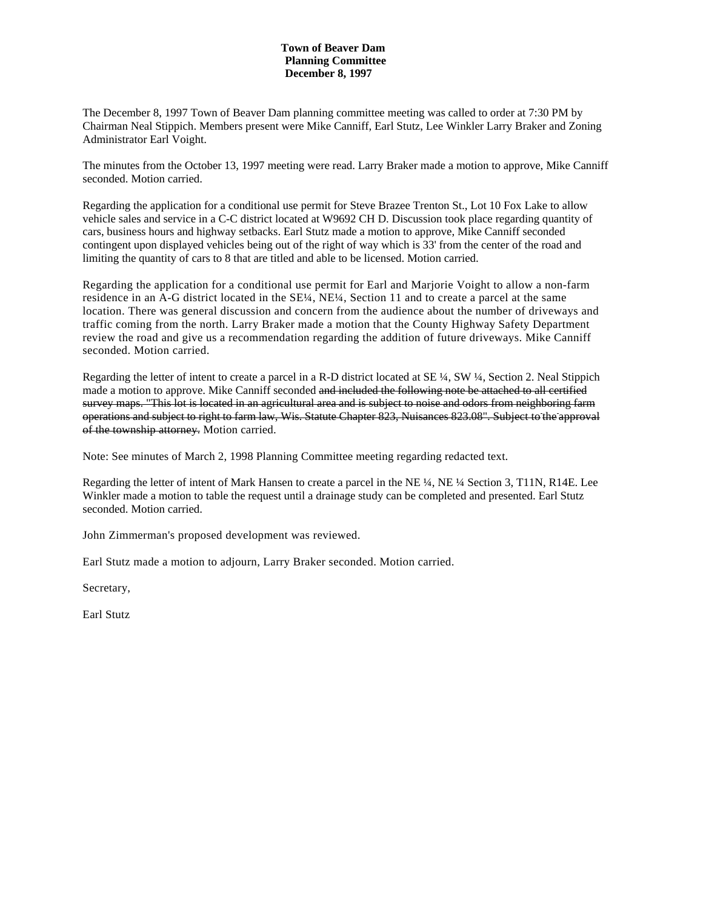**Town of Beaver Dam**
**Planning Committee**
**December 8, 1997**

The December 8, 1997 Town of Beaver Dam planning committee meeting was called to order at 7:30 PM by Chairman Neal Stippich. Members present were Mike Canniff, Earl Stutz, Lee Winkler Larry Braker and Zoning Administrator Earl Voight.

The minutes from the October 13, 1997 meeting were read. Larry Braker made a motion to approve, Mike Canniff seconded. Motion carried.

Regarding the application for a conditional use permit for Steve Brazee Trenton St., Lot 10 Fox Lake to allow vehicle sales and service in a C-C district located at W9692 CH D. Discussion took place regarding quantity of cars, business hours and highway setbacks. Earl Stutz made a motion to approve, Mike Canniff seconded contingent upon displayed vehicles being out of the right of way which is 33' from the center of the road and limiting the quantity of cars to 8 that are titled and able to be licensed. Motion carried.

Regarding the application for a conditional use permit for Earl and Marjorie Voight to allow a non-farm residence in an A-G district located in the SE¼, NE¼, Section 11 and to create a parcel at the same location. There was general discussion and concern from the audience about the number of driveways and traffic coming from the north. Larry Braker made a motion that the County Highway Safety Department review the road and give us a recommendation regarding the addition of future driveways. Mike Canniff seconded. Motion carried.

Regarding the letter of intent to create a parcel in a R-D district located at SE ¼, SW ¼, Section 2. Neal Stippich made a motion to approve. Mike Canniff seconded ~~and included the following note be attached to all certified survey maps. "This lot is located in an agricultural area and is subject to noise and odors from neighboring farm operations and subject to right to farm law, Wis. Statute Chapter 823, Nuisances 823.08". Subject to the approval of the township attorney.~~ Motion carried.

Note: See minutes of March 2, 1998 Planning Committee meeting regarding redacted text.

Regarding the letter of intent of Mark Hansen to create a parcel in the NE ¼, NE ¼ Section 3, T11N, R14E. Lee Winkler made a motion to table the request until a drainage study can be completed and presented. Earl Stutz seconded. Motion carried.

John Zimmerman's proposed development was reviewed.

Earl Stutz made a motion to adjourn, Larry Braker seconded. Motion carried.

Secretary,

Earl Stutz